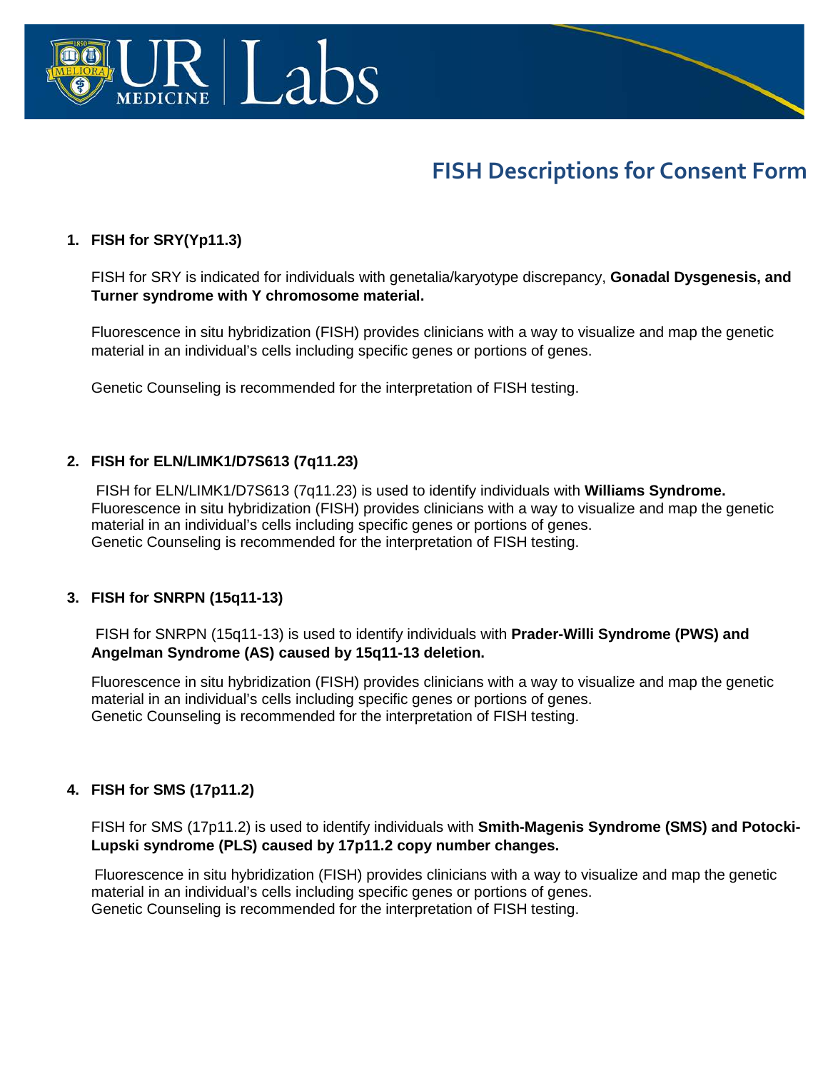# FISH Descriptions for Consent Form

1. **FISH for SRY(Yp11.3)**

   FISH for SRY is indicated for individuals with genetalia/karyotype discrepancy, **Gonadal Dysgenesis, and Turner syndrome with Y chromosome material.**

   Fluorescence in situ hybridization (FISH) provides clinicians with a way to visualize and map the genetic material in an individual's cells including specific genes or portions of genes.

   Genetic Counseling is recommended for the interpretation of FISH testing.

2. **FISH for ELN/LIMK1/D7S613 (7q11.23)**

   FISH for ELN/LIMK1/D7S613 (7q11.23) is used to identify individuals with **Williams Syndrome.**
   Fluorescence in situ hybridization (FISH) provides clinicians with a way to visualize and map the genetic material in an individual's cells including specific genes or portions of genes.
   Genetic Counseling is recommended for the interpretation of FISH testing.

3. **FISH for SNRPN (15q11-13)**

   FISH for SNRPN (15q11-13) is used to identify individuals with **Prader-Willi Syndrome (PWS) and Angelman Syndrome (AS) caused by 15q11-13 deletion.**

   Fluorescence in situ hybridization (FISH) provides clinicians with a way to visualize and map the genetic material in an individual's cells including specific genes or portions of genes.
   Genetic Counseling is recommended for the interpretation of FISH testing.

4. **FISH for SMS (17p11.2)**

   FISH for SMS (17p11.2) is used to identify individuals with **Smith-Magenis Syndrome (SMS) and Potocki-Lupski syndrome (PLS) caused by 17p11.2 copy number changes.**

   Fluorescence in situ hybridization (FISH) provides clinicians with a way to visualize and map the genetic material in an individual's cells including specific genes or portions of genes.
   Genetic Counseling is recommended for the interpretation of FISH testing.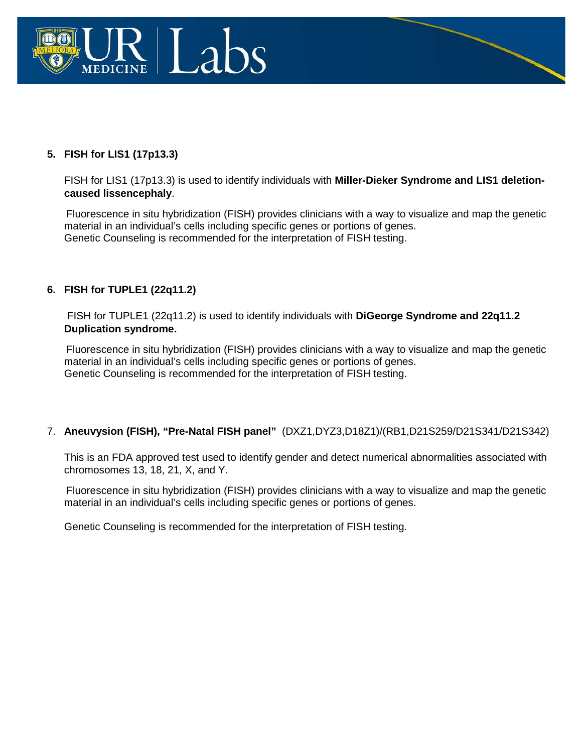5. **FISH for LIS1 (17p13.3)**

   FISH for LIS1 (17p13.3) is used to identify individuals with **Miller-Dieker Syndrome and LIS1 deletion-caused lissencephaly**.

   Fluorescence in situ hybridization (FISH) provides clinicians with a way to visualize and map the genetic material in an individual's cells including specific genes or portions of genes.
   Genetic Counseling is recommended for the interpretation of FISH testing.

6. **FISH for TUPLE1 (22q11.2)**

   FISH for TUPLE1 (22q11.2) is used to identify individuals with **DiGeorge Syndrome and 22q11.2 Duplication syndrome.**

   Fluorescence in situ hybridization (FISH) provides clinicians with a way to visualize and map the genetic material in an individual's cells including specific genes or portions of genes.
   Genetic Counseling is recommended for the interpretation of FISH testing.

7. **Aneuvysion (FISH), "Pre-Natal FISH panel"** (DXZ1,DYZ3,D18Z1)/(RB1,D21S259/D21S341/D21S342)

   This is an FDA approved test used to identify gender and detect numerical abnormalities associated with chromosomes 13, 18, 21, X, and Y.

   Fluorescence in situ hybridization (FISH) provides clinicians with a way to visualize and map the genetic material in an individual's cells including specific genes or portions of genes.

   Genetic Counseling is recommended for the interpretation of FISH testing.